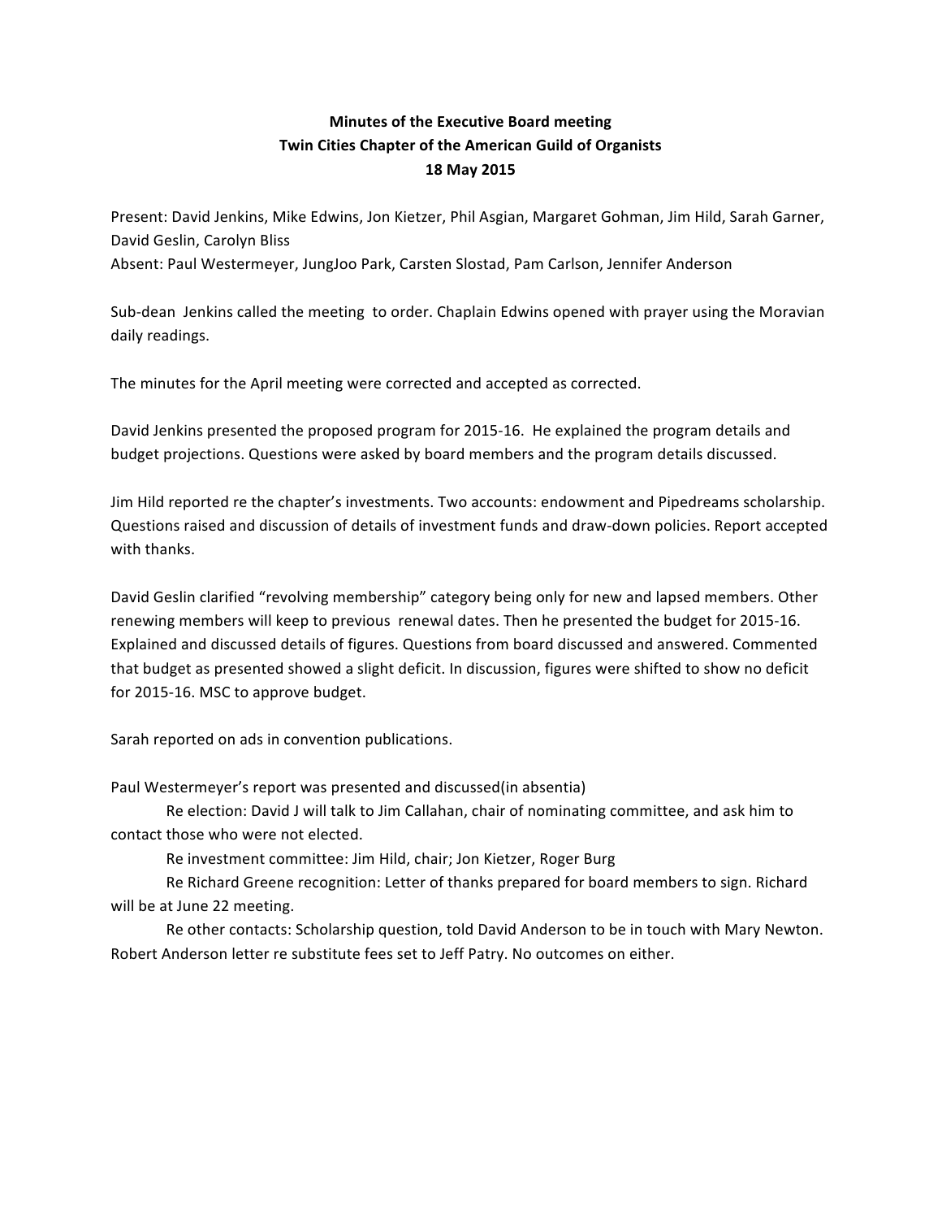**Minutes of the Executive Board meeting**
**Twin Cities Chapter of the American Guild of Organists**
**18 May 2015**

Present: David Jenkins, Mike Edwins, Jon Kietzer, Phil Asgian, Margaret Gohman, Jim Hild, Sarah Garner, David Geslin, Carolyn Bliss
Absent: Paul Westermeyer, JungJoo Park, Carsten Slostad, Pam Carlson, Jennifer Anderson

Sub-dean Jenkins called the meeting to order. Chaplain Edwins opened with prayer using the Moravian daily readings.

The minutes for the April meeting were corrected and accepted as corrected.

David Jenkins presented the proposed program for 2015-16. He explained the program details and budget projections. Questions were asked by board members and the program details discussed.

Jim Hild reported re the chapter's investments. Two accounts: endowment and Pipedreams scholarship. Questions raised and discussion of details of investment funds and draw-down policies. Report accepted with thanks.

David Geslin clarified "revolving membership" category being only for new and lapsed members. Other renewing members will keep to previous renewal dates. Then he presented the budget for 2015-16. Explained and discussed details of figures. Questions from board discussed and answered. Commented that budget as presented showed a slight deficit. In discussion, figures were shifted to show no deficit for 2015-16. MSC to approve budget.

Sarah reported on ads in convention publications.

Paul Westermeyer's report was presented and discussed(in absentia)

Re election: David J will talk to Jim Callahan, chair of nominating committee, and ask him to contact those who were not elected.

Re investment committee: Jim Hild, chair; Jon Kietzer, Roger Burg

Re Richard Greene recognition: Letter of thanks prepared for board members to sign. Richard will be at June 22 meeting.

Re other contacts: Scholarship question, told David Anderson to be in touch with Mary Newton. Robert Anderson letter re substitute fees set to Jeff Patry. No outcomes on either.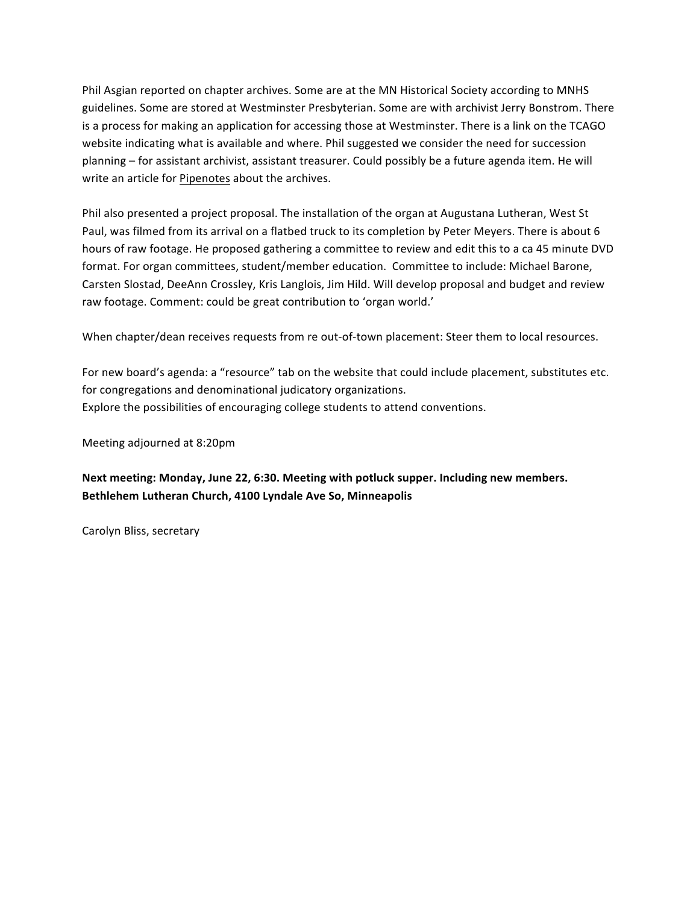Phil Asgian reported on chapter archives. Some are at the MN Historical Society according to MNHS guidelines. Some are stored at Westminster Presbyterian. Some are with archivist Jerry Bonstrom. There is a process for making an application for accessing those at Westminster. There is a link on the TCAGO website indicating what is available and where. Phil suggested we consider the need for succession planning – for assistant archivist, assistant treasurer. Could possibly be a future agenda item. He will write an article for Pipenotes about the archives.

Phil also presented a project proposal. The installation of the organ at Augustana Lutheran, West St Paul, was filmed from its arrival on a flatbed truck to its completion by Peter Meyers. There is about 6 hours of raw footage. He proposed gathering a committee to review and edit this to a ca 45 minute DVD format. For organ committees, student/member education. Committee to include: Michael Barone, Carsten Slostad, DeeAnn Crossley, Kris Langlois, Jim Hild. Will develop proposal and budget and review raw footage. Comment: could be great contribution to 'organ world.'

When chapter/dean receives requests from re out-of-town placement: Steer them to local resources.

For new board's agenda: a "resource" tab on the website that could include placement, substitutes etc. for congregations and denominational judicatory organizations.
Explore the possibilities of encouraging college students to attend conventions.

Meeting adjourned at 8:20pm

**Next meeting: Monday, June 22, 6:30. Meeting with potluck supper. Including new members. Bethlehem Lutheran Church, 4100 Lyndale Ave So, Minneapolis**

Carolyn Bliss, secretary